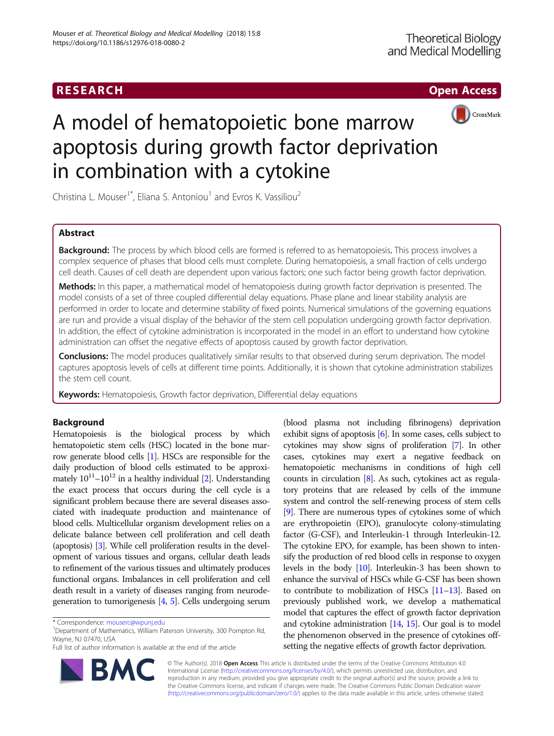# A model of hematopoietic bone marrow apoptosis during growth factor deprivation in combination with a cytokine

Christina L. Mouser[1*], Eliana S. Antoniou[1] and Evros K. Vassiliou[2]

## Abstract

**Background:** The process by which blood cells are formed is referred to as hematopoiesis. This process involves a complex sequence of phases that blood cells must complete. During hematopoiesis, a small fraction of cells undergo cell death. Causes of cell death are dependent upon various factors; one such factor being growth factor deprivation.

**Methods:** In this paper, a mathematical model of hematopoiesis during growth factor deprivation is presented. The model consists of a set of three coupled differential delay equations. Phase plane and linear stability analysis are performed in order to locate and determine stability of fixed points. Numerical simulations of the governing equations are run and provide a visual display of the behavior of the stem cell population undergoing growth factor deprivation. In addition, the effect of cytokine administration is incorporated in the model in an effort to understand how cytokine administration can offset the negative effects of apoptosis caused by growth factor deprivation.

**Conclusions:** The model produces qualitatively similar results to that observed during serum deprivation. The model captures apoptosis levels of cells at different time points. Additionally, it is shown that cytokine administration stabilizes the stem cell count.

**Keywords:** Hematopoiesis, Growth factor deprivation, Differential delay equations

## Background

Hematopoiesis is the biological process by which hematopoietic stem cells (HSC) located in the bone marrow generate blood cells [1]. HSCs are responsible for the daily production of blood cells estimated to be approximately $10^{11}$–$10^{12}$ in a healthy individual [2]. Understanding the exact process that occurs during the cell cycle is a significant problem because there are several diseases associated with inadequate production and maintenance of blood cells. Multicellular organism development relies on a delicate balance between cell proliferation and cell death (apoptosis) [3]. While cell proliferation results in the development of various tissues and organs, cellular death leads to refinement of the various tissues and ultimately produces functional organs. Imbalances in cell proliferation and cell death result in a variety of diseases ranging from neurodegeneration to tumorigenesis [4, 5]. Cells undergoing serum (blood plasma not including fibrinogens) deprivation exhibit signs of apoptosis [6]. In some cases, cells subject to cytokines may show signs of proliferation [7]. In other cases, cytokines may exert a negative feedback on hematopoietic mechanisms in conditions of high cell counts in circulation [8]. As such, cytokines act as regulatory proteins that are released by cells of the immune system and control the self-renewing process of stem cells [9]. There are numerous types of cytokines some of which are erythropoietin (EPO), granulocyte colony-stimulating factor (G-CSF), and Interleukin-1 through Interleukin-12. The cytokine EPO, for example, has been shown to intensify the production of red blood cells in response to oxygen levels in the body [10]. Interleukin-3 has been shown to enhance the survival of HSCs while G-CSF has been shown to contribute to mobilization of HSCs [11–13]. Based on previously published work, we develop a mathematical model that captures the effect of growth factor deprivation and cytokine administration [14, 15]. Our goal is to model the phenomenon observed in the presence of cytokines offsetting the negative effects of growth factor deprivation.

* Correspondence: mouserc@wpunj.edu
[1]Department of Mathematics, William Paterson University, 300 Pompton Rd, Wayne, NJ 07470, USA
Full list of author information is available at the end of the article

© The Author(s). 2018 **Open Access** This article is distributed under the terms of the Creative Commons Attribution 4.0 International License (http://creativecommons.org/licenses/by/4.0/), which permits unrestricted use, distribution, and reproduction in any medium, provided you give appropriate credit to the original author(s) and the source, provide a link to the Creative Commons license, and indicate if changes were made. The Creative Commons Public Domain Dedication waiver (http://creativecommons.org/publicdomain/zero/1.0/) applies to the data made available in this article, unless otherwise stated.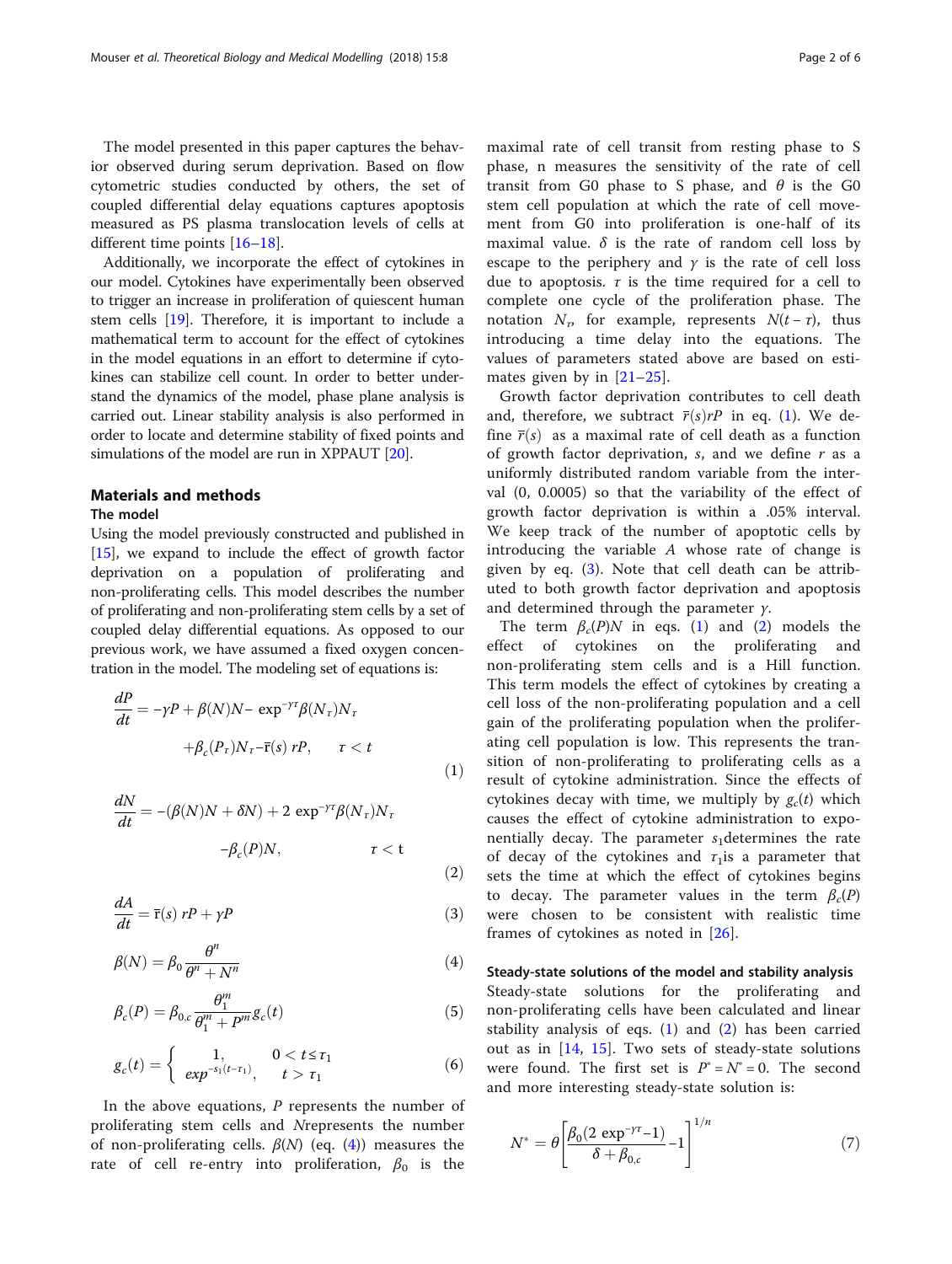The model presented in this paper captures the behavior observed during serum deprivation. Based on flow cytometric studies conducted by others, the set of coupled differential delay equations captures apoptosis measured as PS plasma translocation levels of cells at different time points [16–18].

Additionally, we incorporate the effect of cytokines in our model. Cytokines have experimentally been observed to trigger an increase in proliferation of quiescent human stem cells [19]. Therefore, it is important to include a mathematical term to account for the effect of cytokines in the model equations in an effort to determine if cytokines can stabilize cell count. In order to better understand the dynamics of the model, phase plane analysis is carried out. Linear stability analysis is also performed in order to locate and determine stability of fixed points and simulations of the model are run in XPPAUT [20].

## Materials and methods

### The model

Using the model previously constructed and published in [15], we expand to include the effect of growth factor deprivation on a population of proliferating and non-proliferating cells. This model describes the number of proliferating and non-proliferating stem cells by a set of coupled delay differential equations. As opposed to our previous work, we have assumed a fixed oxygen concentration in the model. The modeling set of equations is:

$$\frac{dP}{dt} = -\gamma P + \beta(N)N - \exp^{-\gamma\tau}\beta(N_\tau)N_\tau + \beta_c(P_\tau)N_\tau - \bar{r}(s)\, rP, \qquad \tau < t \tag{1}$$

$$\frac{dN}{dt} = -(\beta(N)N + \delta N) + 2\, \exp^{-\gamma\tau}\beta(N_\tau)N_\tau - \beta_c(P)N, \qquad \tau < t \tag{2}$$

$$\frac{dA}{dt} = \bar{r}(s)\, rP + \gamma P \tag{3}$$

$$\beta(N) = \beta_0 \frac{\theta^n}{\theta^n + N^n} \tag{4}$$

$$\beta_c(P) = \beta_{0,c} \frac{\theta_1^m}{\theta_1^m + P^m} g_c(t) \tag{5}$$

$$g_c(t) = \begin{cases} 1, & 0 < t \le \tau_1 \\ exp^{-s_1(t-\tau_1)}, & t > \tau_1 \end{cases} \tag{6}$$

In the above equations, $P$ represents the number of proliferating stem cells and $N$represents the number of non-proliferating cells. $\beta(N)$ (eq. (4)) measures the rate of cell re-entry into proliferation, $\beta_0$ is the maximal rate of cell transit from resting phase to S phase, n measures the sensitivity of the rate of cell transit from G0 phase to S phase, and $\theta$ is the G0 stem cell population at which the rate of cell movement from G0 into proliferation is one-half of its maximal value. $\delta$ is the rate of random cell loss by escape to the periphery and $\gamma$ is the rate of cell loss due to apoptosis. $\tau$ is the time required for a cell to complete one cycle of the proliferation phase. The notation $N_\tau$, for example, represents $N(t-\tau)$, thus introducing a time delay into the equations. The values of parameters stated above are based on estimates given by in [21–25].

Growth factor deprivation contributes to cell death and, therefore, we subtract $\bar{r}(s)rP$ in eq. (1). We define $\bar{r}(s)$ as a maximal rate of cell death as a function of growth factor deprivation, $s$, and we define $r$ as a uniformly distributed random variable from the interval (0, 0.0005) so that the variability of the effect of growth factor deprivation is within a .05% interval. We keep track of the number of apoptotic cells by introducing the variable $A$ whose rate of change is given by eq. (3). Note that cell death can be attributed to both growth factor deprivation and apoptosis and determined through the parameter $\gamma$.

The term $\beta_c(P)N$ in eqs. (1) and (2) models the effect of cytokines on the proliferating and non-proliferating stem cells and is a Hill function. This term models the effect of cytokines by creating a cell loss of the non-proliferating population and a cell gain of the proliferating population when the proliferating cell population is low. This represents the transition of non-proliferating to proliferating cells as a result of cytokine administration. Since the effects of cytokines decay with time, we multiply by $g_c(t)$ which causes the effect of cytokine administration to exponentially decay. The parameter $s_1$determines the rate of decay of the cytokines and $\tau_1$is a parameter that sets the time at which the effect of cytokines begins to decay. The parameter values in the term $\beta_c(P)$ were chosen to be consistent with realistic time frames of cytokines as noted in [26].

### Steady-state solutions of the model and stability analysis

Steady-state solutions for the proliferating and non-proliferating cells have been calculated and linear stability analysis of eqs. (1) and (2) has been carried out as in [14, 15]. Two sets of steady-state solutions were found. The first set is $P^* = N^* = 0$. The second and more interesting steady-state solution is:

$$N^* = \theta\left[\frac{\beta_0(2\, \exp^{-\gamma\tau} - 1)}{\delta + \beta_{0,c}} - 1\right]^{1/n} \tag{7}$$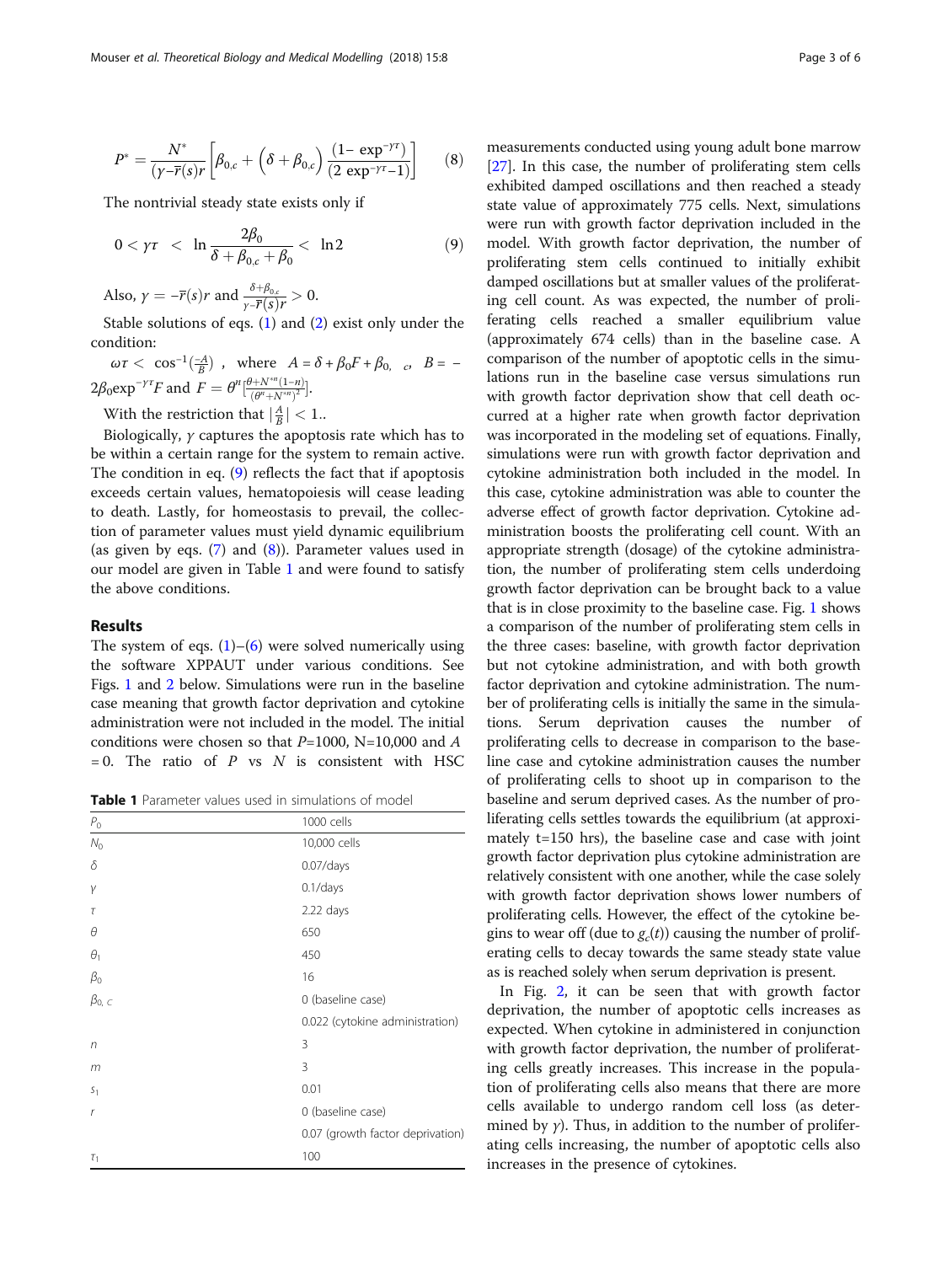$$P^* = \frac{N^*}{(\gamma - \overline{r}(s)r} \left[ \beta_{0,c} + \left( \delta + \beta_{0,c} \right) \frac{(1 - \exp^{-\gamma\tau})}{(2 \exp^{-\gamma\tau} - 1)} \right] \tag{8}$$

The nontrivial steady state exists only if

$$0 < \gamma\tau \ < \ \ln \frac{2\beta_0}{\delta + \beta_{0,c} + \beta_0} < \ \ln 2 \tag{9}$$

Also, $\gamma = -\overline{r}(s)r$ and $\frac{\delta + \beta_{0,c}}{\gamma - \overline{r}(s)r} > 0$.

Stable solutions of eqs. (1) and (2) exist only under the condition:

$\omega\tau < \cos^{-1}\left(\frac{-A}{B}\right)$, where $A = \delta + \beta_0 F + \beta_{0,\ c}$, $B = -2\beta_0 \exp^{-\gamma\tau} F$ and $F = \theta^n \left[\frac{\theta + N^{*n}(1-n)}{(\theta^n + N^{*n})^2}\right]$.

With the restriction that $\left|\frac{A}{B}\right| < 1$..

Biologically, $\gamma$ captures the apoptosis rate which has to be within a certain range for the system to remain active. The condition in eq. (9) reflects the fact that if apoptosis exceeds certain values, hematopoiesis will cease leading to death. Lastly, for homeostasis to prevail, the collection of parameter values must yield dynamic equilibrium (as given by eqs. (7) and (8)). Parameter values used in our model are given in Table 1 and were found to satisfy the above conditions.

## Results

The system of eqs. (1)–(6) were solved numerically using the software XPPAUT under various conditions. See Figs. 1 and 2 below. Simulations were run in the baseline case meaning that growth factor deprivation and cytokine administration were not included in the model. The initial conditions were chosen so that $P$=1000, N=10,000 and $A$ = 0. The ratio of $P$ vs $N$ is consistent with HSC measurements conducted using young adult bone marrow [27]. In this case, the number of proliferating stem cells exhibited damped oscillations and then reached a steady state value of approximately 775 cells. Next, simulations were run with growth factor deprivation included in the model. With growth factor deprivation, the number of proliferating stem cells continued to initially exhibit damped oscillations but at smaller values of the proliferating cell count. As was expected, the number of proliferating cells reached a smaller equilibrium value (approximately 674 cells) than in the baseline case. A comparison of the number of apoptotic cells in the simulations run in the baseline case versus simulations run with growth factor deprivation show that cell death occurred at a higher rate when growth factor deprivation was incorporated in the modeling set of equations. Finally, simulations were run with growth factor deprivation and cytokine administration both included in the model. In this case, cytokine administration was able to counter the adverse effect of growth factor deprivation. Cytokine administration boosts the proliferating cell count. With an appropriate strength (dosage) of the cytokine administration, the number of proliferating stem cells underdoing growth factor deprivation can be brought back to a value that is in close proximity to the baseline case. Fig. 1 shows a comparison of the number of proliferating stem cells in the three cases: baseline, with growth factor deprivation but not cytokine administration, and with both growth factor deprivation and cytokine administration. The number of proliferating cells is initially the same in the simulations. Serum deprivation causes the number of proliferating cells to decrease in comparison to the baseline case and cytokine administration causes the number of proliferating cells to shoot up in comparison to the baseline and serum deprived cases. As the number of proliferating cells settles towards the equilibrium (at approximately t=150 hrs), the baseline case and case with joint growth factor deprivation plus cytokine administration are relatively consistent with one another, while the case solely with growth factor deprivation shows lower numbers of proliferating cells. However, the effect of the cytokine begins to wear off (due to $g_c(t)$) causing the number of proliferating cells to decay towards the same steady state value as is reached solely when serum deprivation is present.

In Fig. 2, it can be seen that with growth factor deprivation, the number of apoptotic cells increases as expected. When cytokine in administered in conjunction with growth factor deprivation, the number of proliferating cells greatly increases. This increase in the population of proliferating cells also means that there are more cells available to undergo random cell loss (as determined by $\gamma$). Thus, in addition to the number of proliferating cells increasing, the number of apoptotic cells also increases in the presence of cytokines.

**Table 1** Parameter values used in simulations of model

| | |
|---|---|
| $P_0$ | 1000 cells |
| $N_0$ | 10,000 cells |
| $\delta$ | 0.07/days |
| $\gamma$ | 0.1/days |
| $\tau$ | 2.22 days |
| $\theta$ | 650 |
| $\theta_1$ | 450 |
| $\beta_0$ | 16 |
| $\beta_{0,\ C}$ | 0 (baseline case) |
| | 0.022 (cytokine administration) |
| $n$ | 3 |
| $m$ | 3 |
| $s_1$ | 0.01 |
| $r$ | 0 (baseline case) |
| | 0.07 (growth factor deprivation) |
| $\tau_1$ | 100 |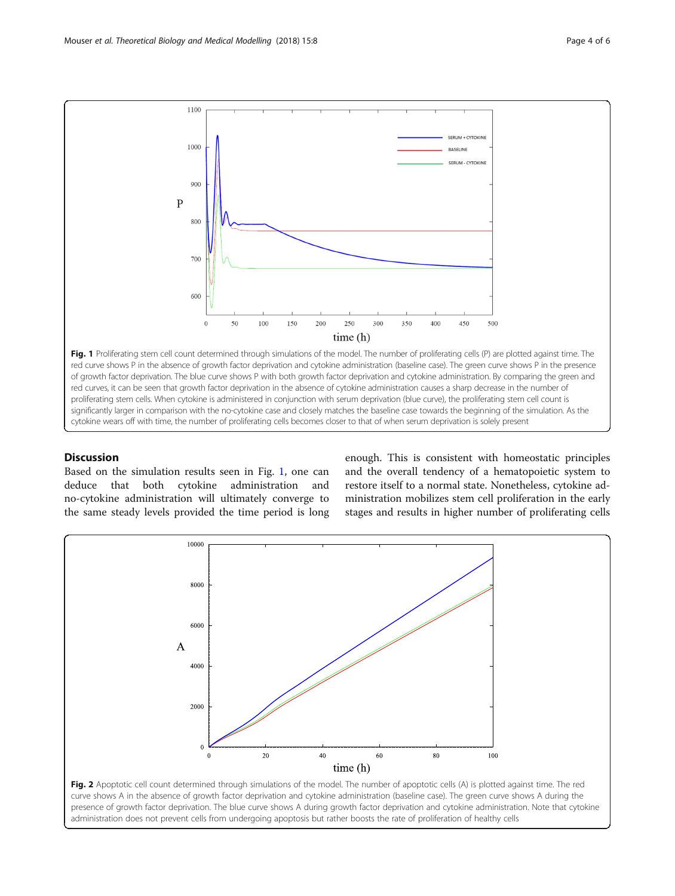Fig. 1 Proliferating stem cell count determined through simulations of the model. The number of proliferating cells (P) are plotted against time. The red curve shows P in the absence of growth factor deprivation and cytokine administration (baseline case). The green curve shows P in the presence of growth factor deprivation. The blue curve shows P with both growth factor deprivation and cytokine administration. By comparing the green and red curves, it can be seen that growth factor deprivation in the absence of cytokine administration causes a sharp decrease in the number of proliferating stem cells. When cytokine is administered in conjunction with serum deprivation (blue curve), the proliferating stem cell count is significantly larger in comparison with the no-cytokine case and closely matches the baseline case towards the beginning of the simulation. As the cytokine wears off with time, the number of proliferating cells becomes closer to that of when serum deprivation is solely present

## Discussion

Based on the simulation results seen in Fig. 1, one can deduce that both cytokine administration and no-cytokine administration will ultimately converge to the same steady levels provided the time period is long enough. This is consistent with homeostatic principles and the overall tendency of a hematopoietic system to restore itself to a normal state. Nonetheless, cytokine administration mobilizes stem cell proliferation in the early stages and results in higher number of proliferating cells

Fig. 2 Apoptotic cell count determined through simulations of the model. The number of apoptotic cells (A) is plotted against time. The red curve shows A in the absence of growth factor deprivation and cytokine administration (baseline case). The green curve shows A during the presence of growth factor deprivation. The blue curve shows A during growth factor deprivation and cytokine administration. Note that cytokine administration does not prevent cells from undergoing apoptosis but rather boosts the rate of proliferation of healthy cells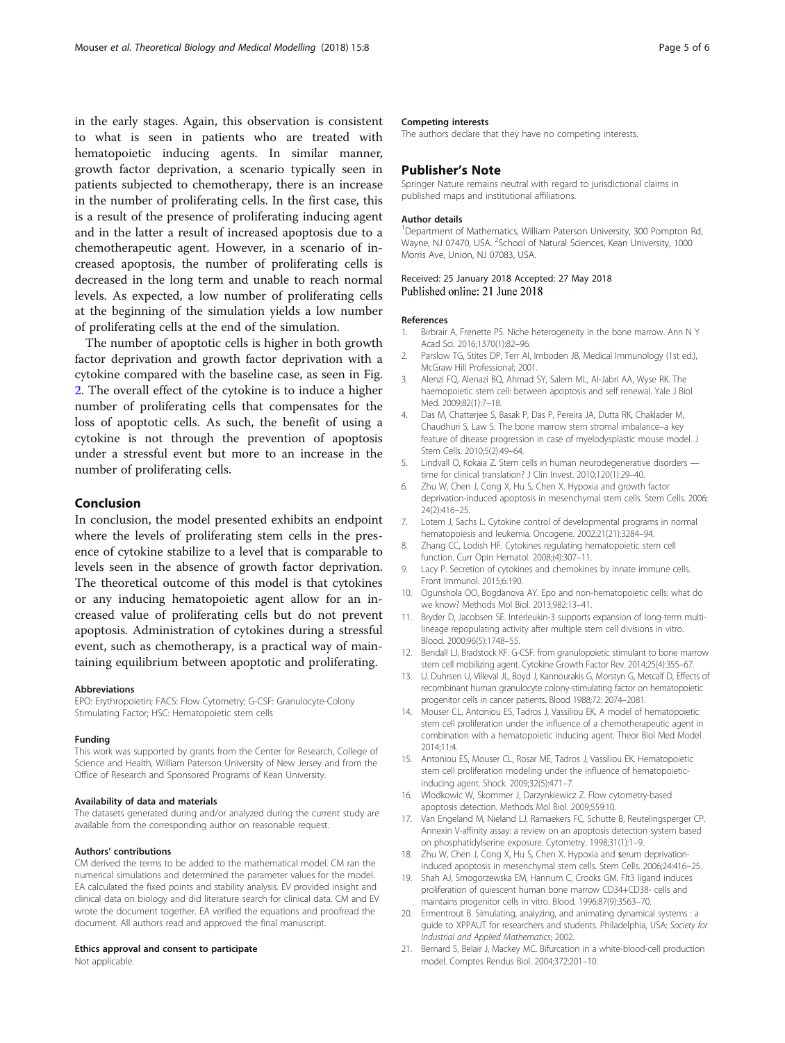in the early stages. Again, this observation is consistent to what is seen in patients who are treated with hematopoietic inducing agents. In similar manner, growth factor deprivation, a scenario typically seen in patients subjected to chemotherapy, there is an increase in the number of proliferating cells. In the first case, this is a result of the presence of proliferating inducing agent and in the latter a result of increased apoptosis due to a chemotherapeutic agent. However, in a scenario of increased apoptosis, the number of proliferating cells is decreased in the long term and unable to reach normal levels. As expected, a low number of proliferating cells at the beginning of the simulation yields a low number of proliferating cells at the end of the simulation.

The number of apoptotic cells is higher in both growth factor deprivation and growth factor deprivation with a cytokine compared with the baseline case, as seen in Fig. 2. The overall effect of the cytokine is to induce a higher number of proliferating cells that compensates for the loss of apoptotic cells. As such, the benefit of using a cytokine is not through the prevention of apoptosis under a stressful event but more to an increase in the number of proliferating cells.

## Conclusion

In conclusion, the model presented exhibits an endpoint where the levels of proliferating stem cells in the presence of cytokine stabilize to a level that is comparable to levels seen in the absence of growth factor deprivation. The theoretical outcome of this model is that cytokines or any inducing hematopoietic agent allow for an increased value of proliferating cells but do not prevent apoptosis. Administration of cytokines during a stressful event, such as chemotherapy, is a practical way of maintaining equilibrium between apoptotic and proliferating.

#### Abbreviations

EPO: Erythropoietin; FACS: Flow Cytometry; G-CSF: Granulocyte-Colony Stimulating Factor; HSC: Hematopoietic stem cells

#### Funding

This work was supported by grants from the Center for Research, College of Science and Health, William Paterson University of New Jersey and from the Office of Research and Sponsored Programs of Kean University.

#### Availability of data and materials

The datasets generated during and/or analyzed during the current study are available from the corresponding author on reasonable request.

#### Authors' contributions

CM derived the terms to be added to the mathematical model. CM ran the numerical simulations and determined the parameter values for the model. EA calculated the fixed points and stability analysis. EV provided insight and clinical data on biology and did literature search for clinical data. CM and EV wrote the document together. EA verified the equations and proofread the document. All authors read and approved the final manuscript.

#### Ethics approval and consent to participate

Not applicable.

#### Competing interests

The authors declare that they have no competing interests.

## Publisher's Note

Springer Nature remains neutral with regard to jurisdictional claims in published maps and institutional affiliations.

#### Author details

[1]Department of Mathematics, William Paterson University, 300 Pompton Rd, Wayne, NJ 07470, USA. [2]School of Natural Sciences, Kean University, 1000 Morris Ave, Union, NJ 07083, USA.

Received: 25 January 2018 Accepted: 27 May 2018
Published online: 21 June 2018

#### References

1. Birbrair A, Frenette PS. Niche heterogeneity in the bone marrow. Ann N Y Acad Sci. 2016;1370(1):82–96.
2. Parslow TG, Stites DP, Terr AI, Imboden JB, Medical Immunology (1st ed.), McGraw Hill Professional; 2001.
3. Alenzi FQ, Alenazi BQ, Ahmad SY, Salem ML, Al-Jabri AA, Wyse RK. The haemopoietic stem cell: between apoptosis and self renewal. Yale J Biol Med. 2009;82(1):7–18.
4. Das M, Chatterjee S, Basak P, Das P, Pereira JA, Dutta RK, Chaklader M, Chaudhuri S, Law S. The bone marrow stem stromal imbalance–a key feature of disease progression in case of myelodysplastic mouse model. J Stem Cells. 2010;5(2):49–64.
5. Lindvall O, Kokaia Z. Stem cells in human neurodegenerative disorders — time for clinical translation? J Clin Invest. 2010;120(1):29–40.
6. Zhu W, Chen J, Cong X, Hu S, Chen X. Hypoxia and growth factor deprivation-induced apoptosis in mesenchymal stem cells. Stem Cells. 2006; 24(2):416–25.
7. Lotem J, Sachs L. Cytokine control of developmental programs in normal hematopoiesis and leukemia. Oncogene. 2002;21(21):3284–94.
8. Zhang CC, Lodish HF. Cytokines regulating hematopoietic stem cell function. Curr Opin Hematol. 2008;(4):307–11.
9. Lacy P. Secretion of cytokines and chemokines by innate immune cells. Front Immunol. 2015;6:190.
10. Ogunshola OO, Bogdanova AY. Epo and non-hematopoietic cells: what do we know? Methods Mol Biol. 2013;982:13–41.
11. Bryder D, Jacobsen SE. Interleukin-3 supports expansion of long-term multilineage repopulating activity after multiple stem cell divisions in vitro. Blood. 2000;96(5):1748–55.
12. Bendall LJ, Bradstock KF. G-CSF: from granulopoietic stimulant to bone marrow stem cell mobilizing agent. Cytokine Growth Factor Rev. 2014;25(4):355–67.
13. U. Duhrsen U, Villeval JL, Boyd J, Kannourakis G, Morstyn G, Metcalf D, Effects of recombinant human granulocyte colony-stimulating factor on hematopoietic progenitor cells in cancer patients. Blood 1988;72: 2074–2081.
14. Mouser CL, Antoniou ES, Tadros J, Vassiliou EK. A model of hematopoietic stem cell proliferation under the influence of a chemotherapeutic agent in combination with a hematopoietic inducing agent. Theor Biol Med Model. 2014;11:4.
15. Antoniou ES, Mouser CL, Rosar ME, Tadros J, Vassiliou EK. Hematopoietic stem cell proliferation modeling under the influence of hematopoietic-inducing agent. Shock. 2009;32(5):471–7.
16. Wlodkowic W, Skommer J, Darzynkiewicz Z. Flow cytometry-based apoptosis detection. Methods Mol Biol. 2009;559:10.
17. Van Engeland M, Nieland LJ, Ramaekers FC, Schutte B, Reutelingsperger CP. Annexin V-affinity assay: a review on an apoptosis detection system based on phosphatidylserine exposure. Cytometry. 1998;31(1):1–9.
18. Zhu W, Chen J, Cong X, Hu S, Chen X. Hypoxia and serum deprivation-induced apoptosis in mesenchymal stem cells. Stem Cells. 2006;24:416–25.
19. Shah AJ, Smogorzewska EM, Hannum C, Crooks GM. Flt3 ligand induces proliferation of quiescent human bone marrow CD34+CD38- cells and maintains progenitor cells in vitro. Blood. 1996;87(9):3563–70.
20. Ermentrout B. Simulating, analyzing, and animating dynamical systems : a guide to XPPAUT for researchers and students. Philadelphia, USA: *Society for Industrial and Applied Mathematics*; 2002.
21. Bernard S, Belair J, Mackey MC. Bifurcation in a white-blood-cell production model. Comptes Rendus Biol. 2004;372:201–10.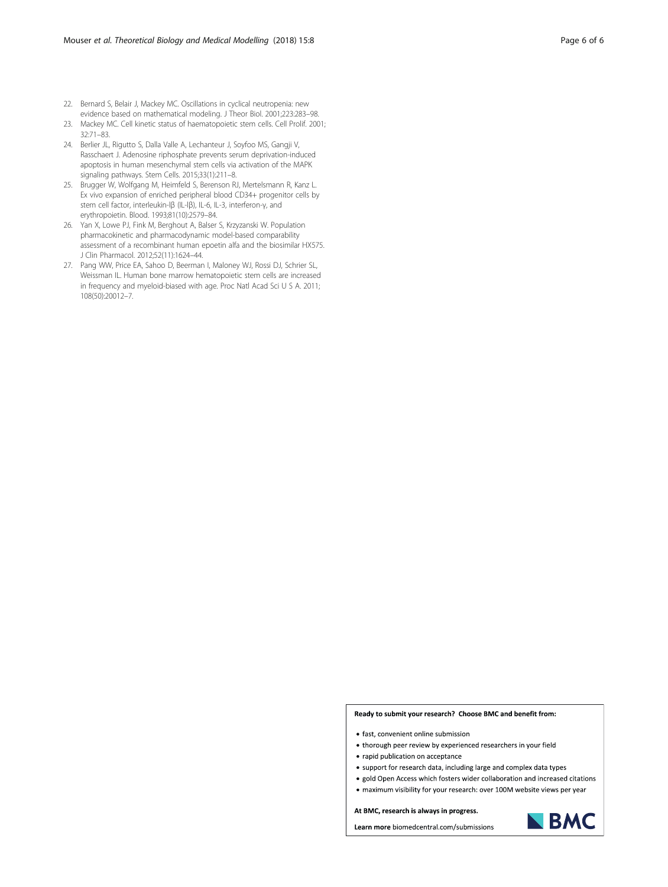22. Bernard S, Belair J, Mackey MC. Oscillations in cyclical neutropenia: new evidence based on mathematical modeling. J Theor Biol. 2001;223:283–98.
23. Mackey MC. Cell kinetic status of haematopoietic stem cells. Cell Prolif. 2001; 32:71–83.
24. Berlier JL, Rigutto S, Dalla Valle A, Lechanteur J, Soyfoo MS, Gangji V, Rasschaert J. Adenosine riphosphate prevents serum deprivation-induced apoptosis in human mesenchymal stem cells via activation of the MAPK signaling pathways. Stem Cells. 2015;33(1):211–8.
25. Brugger W, Wolfgang M, Heimfeld S, Berenson RJ, Mertelsmann R, Kanz L. Ex vivo expansion of enriched peripheral blood CD34+ progenitor cells by stem cell factor, interleukin-lβ (IL-lβ), IL-6, IL-3, interferon-γ, and erythropoietin. Blood. 1993;81(10):2579–84.
26. Yan X, Lowe PJ, Fink M, Berghout A, Balser S, Krzyzanski W. Population pharmacokinetic and pharmacodynamic model-based comparability assessment of a recombinant human epoetin alfa and the biosimilar HX575. J Clin Pharmacol. 2012;52(11):1624–44.
27. Pang WW, Price EA, Sahoo D, Beerman I, Maloney WJ, Rossi DJ, Schrier SL, Weissman IL. Human bone marrow hematopoietic stem cells are increased in frequency and myeloid-biased with age. Proc Natl Acad Sci U S A. 2011; 108(50):20012–7.

**Ready to submit your research? Choose BMC and benefit from:**

- fast, convenient online submission
- thorough peer review by experienced researchers in your field
- rapid publication on acceptance
- support for research data, including large and complex data types
- gold Open Access which fosters wider collaboration and increased citations
- maximum visibility for your research: over 100M website views per year

**At BMC, research is always in progress.**

**Learn more** biomedcentral.com/submissions

BMC